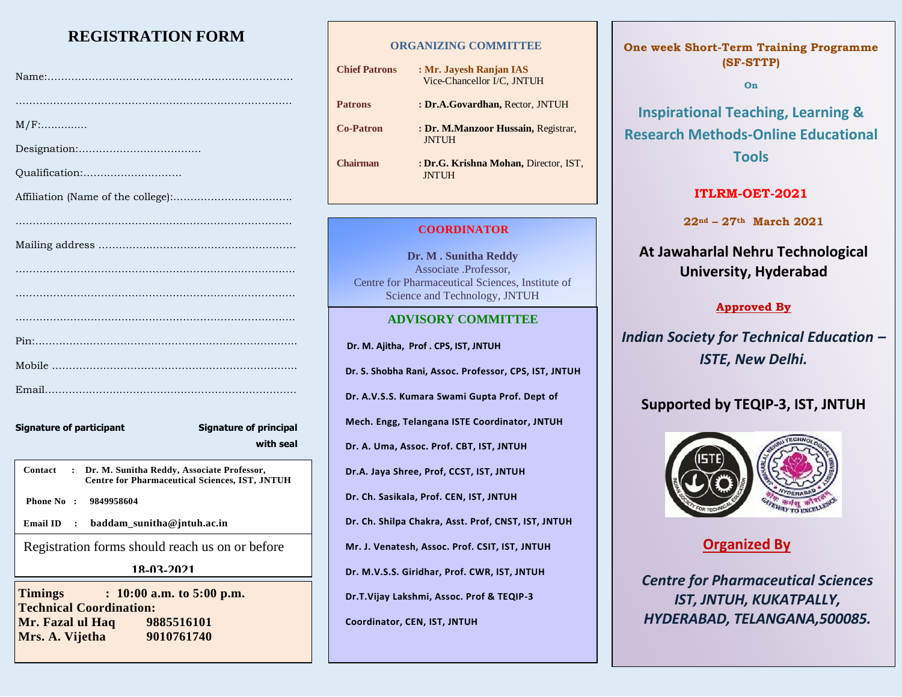# REGISTRATION FORM

Name:........................................................................

..................................................................................

M/F:..............

Designation:....................................

Qualification:.............................

Affiliation (Name of the college):...................................

..................................................................................

Mailing address ..........................................................

..................................................................................

..................................................................................

..................................................................................

Pin:.............................................................................

Mobile ........................................................................

Email..........................................................................

**Signature of participant** **Signature of principal with seal**

**Contact : Dr. M. Sunitha Reddy, Associate Professor, Centre for Pharmaceutical Sciences, IST, JNTUH**

**Phone No : 9849958604**

**Email ID : baddam_sunitha@jntuh.ac.in**

Registration forms should reach us on or before

**18-03-2021**

**Timings : 10:00 a.m. to 5:00 p.m.**
**Technical Coordination:**
**Mr. Fazal ul Haq 9885516101**
**Mrs. A. Vijetha 9010761740**

## ORGANIZING COMMITTEE

**Chief Patrons** : **Mr. Jayesh Ranjan IAS** Vice-Chancellor I/C, JNTUH

**Patrons** : **Dr.A.Govardhan,** Rector, JNTUH

**Co-Patron** : **Dr. M.Manzoor Hussain,** Registrar, JNTUH

**Chairman** : **Dr.G. Krishna Mohan,** Director, IST, JNTUH

## COORDINATOR

**Dr. M . Sunitha Reddy**
Associate .Professor,
Centre for Pharmaceutical Sciences, Institute of Science and Technology, JNTUH

## ADVISORY COMMITTEE

**Dr. M. Ajitha, Prof . CPS, IST, JNTUH**

**Dr. S. Shobha Rani, Assoc. Professor, CPS, IST, JNTUH**

**Dr. A.V.S.S. Kumara Swami Gupta Prof. Dept of Mech. Engg, Telangana ISTE Coordinator, JNTUH**

**Dr. A. Uma, Assoc. Prof. CBT, IST, JNTUH**

**Dr.A. Jaya Shree, Prof, CCST, IST, JNTUH**

**Dr. Ch. Sasikala, Prof. CEN, IST, JNTUH**

**Dr. Ch. Shilpa Chakra, Asst. Prof, CNST, IST, JNTUH**

**Mr. J. Venatesh, Assoc. Prof. CSIT, IST, JNTUH**

**Dr. M.V.S.S. Giridhar, Prof. CWR, IST, JNTUH**

**Dr.T.Vijay Lakshmi, Assoc. Prof & TEQIP-3 Coordinator, CEN, IST, JNTUH**

**One week Short-Term Training Programme (SF-STTP)**

**On**

# Inspirational Teaching, Learning & Research Methods-Online Educational Tools

**ITLRM-OET-2021**

**22nd – 27th March 2021**

**At Jawaharlal Nehru Technological University, Hyderabad**

**Approved By**

***Indian Society for Technical Education – ISTE, New Delhi.***

**Supported by TEQIP-3, IST, JNTUH**

**Organized By**

***Centre for Pharmaceutical Sciences IST, JNTUH, KUKATPALLY, HYDERABAD, TELANGANA,500085.***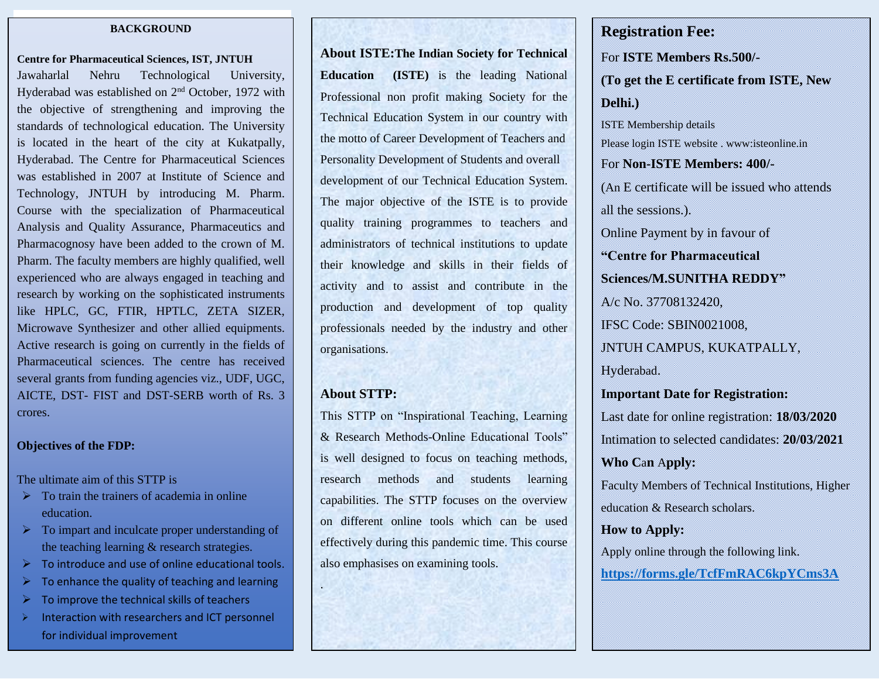## BACKGROUND

**Centre for Pharmaceutical Sciences, IST, JNTUH**

Jawaharlal Nehru Technological University, Hyderabad was established on 2nd October, 1972 with the objective of strengthening and improving the standards of technological education. The University is located in the heart of the city at Kukatpally, Hyderabad. The Centre for Pharmaceutical Sciences was established in 2007 at Institute of Science and Technology, JNTUH by introducing M. Pharm. Course with the specialization of Pharmaceutical Analysis and Quality Assurance, Pharmaceutics and Pharmacognosy have been added to the crown of M. Pharm. The faculty members are highly qualified, well experienced who are always engaged in teaching and research by working on the sophisticated instruments like HPLC, GC, FTIR, HPTLC, ZETA SIZER, Microwave Synthesizer and other allied equipments. Active research is going on currently in the fields of Pharmaceutical sciences. The centre has received several grants from funding agencies viz., UDF, UGC, AICTE, DST- FIST and DST-SERB worth of Rs. 3 crores.

**Objectives of the FDP:**

The ultimate aim of this STTP is

- To train the trainers of academia in online education.
- To impart and inculcate proper understanding of the teaching learning & research strategies.
- To introduce and use of online educational tools.
- To enhance the quality of teaching and learning
- To improve the technical skills of teachers
- Interaction with researchers and ICT personnel for individual improvement

**About ISTE:The Indian Society for Technical Education (ISTE)** is the leading National Professional non profit making Society for the Technical Education System in our country with the motto of Career Development of Teachers and Personality Development of Students and overall development of our Technical Education System. The major objective of the ISTE is to provide quality training programmes to teachers and administrators of technical institutions to update their knowledge and skills in their fields of activity and to assist and contribute in the production and development of top quality professionals needed by the industry and other organisations.

**About STTP:**

This STTP on "Inspirational Teaching, Learning & Research Methods-Online Educational Tools" is well designed to focus on teaching methods, research methods and students learning capabilities. The STTP focuses on the overview on different online tools which can be used effectively during this pandemic time. This course also emphasises on examining tools.

.

## Registration Fee:

For **ISTE Members Rs.500/-**

**(To get the E certificate from ISTE, New Delhi.)**

ISTE Membership details

Please login ISTE website . www:isteonline.in

For **Non-ISTE Members: 400/-**

(An E certificate will be issued who attends all the sessions.).

Online Payment by in favour of

**"Centre for Pharmaceutical Sciences/M.SUNITHA REDDY"**

A/c No. 37708132420,

IFSC Code: SBIN0021008,

JNTUH CAMPUS, KUKATPALLY,

Hyderabad.

**Important Date for Registration:**

Last date for online registration: **18/03/2020**

Intimation to selected candidates: **20/03/2021**

**Who Can Apply:**

Faculty Members of Technical Institutions, Higher education & Research scholars.

**How to Apply:**

Apply online through the following link.

**https://forms.gle/TcfFmRAC6kpYCms3A**